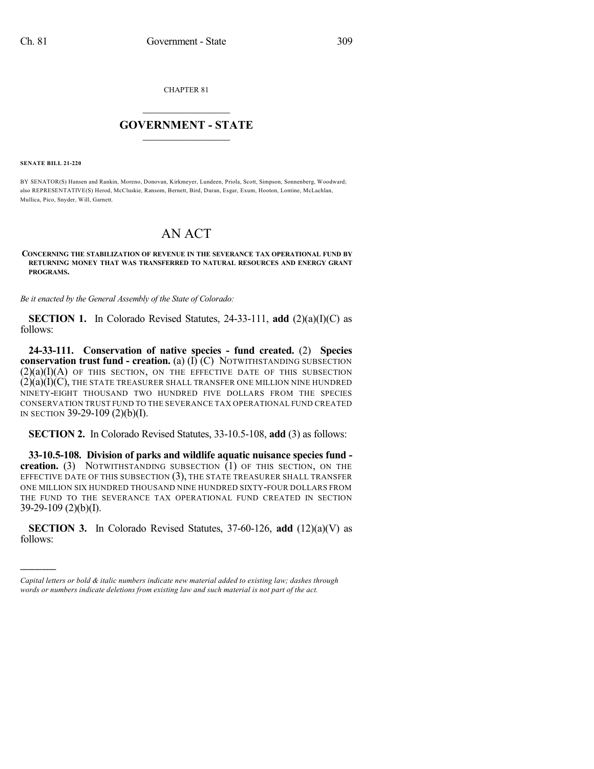CHAPTER 81

# GOVERNMENT - STATE

**SENATE BILL 21-220**

BY SENATOR(S) Hansen and Rankin, Moreno, Donovan, Kirkmeyer, Lundeen, Priola, Scott, Simpson, Sonnenberg, Woodward; also REPRESENTATIVE(S) Herod, McCluskie, Ransom, Bernett, Bird, Duran, Esgar, Exum, Hooton, Lontine, McLachlan, Mullica, Pico, Snyder, Will, Garnett.

# AN ACT

**CONCERNING THE STABILIZATION OF REVENUE IN THE SEVERANCE TAX OPERATIONAL FUND BY RETURNING MONEY THAT WAS TRANSFERRED TO NATURAL RESOURCES AND ENERGY GRANT PROGRAMS.**

*Be it enacted by the General Assembly of the State of Colorado:*

**SECTION 1.** In Colorado Revised Statutes, 24-33-111, **add** (2)(a)(I)(C) as follows:

**24-33-111. Conservation of native species - fund created.** (2) **Species conservation trust fund - creation.** (a) (I) (C) NOTWITHSTANDING SUBSECTION (2)(a)(I)(A) OF THIS SECTION, ON THE EFFECTIVE DATE OF THIS SUBSECTION (2)(a)(I)(C), THE STATE TREASURER SHALL TRANSFER ONE MILLION NINE HUNDRED NINETY-EIGHT THOUSAND TWO HUNDRED FIVE DOLLARS FROM THE SPECIES CONSERVATION TRUST FUND TO THE SEVERANCE TAX OPERATIONAL FUND CREATED IN SECTION 39-29-109 (2)(b)(I).

**SECTION 2.** In Colorado Revised Statutes, 33-10.5-108, **add** (3) as follows:

**33-10.5-108. Division of parks and wildlife aquatic nuisance species fund - creation.** (3) NOTWITHSTANDING SUBSECTION (1) OF THIS SECTION, ON THE EFFECTIVE DATE OF THIS SUBSECTION (3), THE STATE TREASURER SHALL TRANSFER ONE MILLION SIX HUNDRED THOUSAND NINE HUNDRED SIXTY-FOUR DOLLARS FROM THE FUND TO THE SEVERANCE TAX OPERATIONAL FUND CREATED IN SECTION 39-29-109 (2)(b)(I).

**SECTION 3.** In Colorado Revised Statutes, 37-60-126, **add** (12)(a)(V) as follows:

---

*Capital letters or bold & italic numbers indicate new material added to existing law; dashes through words or numbers indicate deletions from existing law and such material is not part of the act.*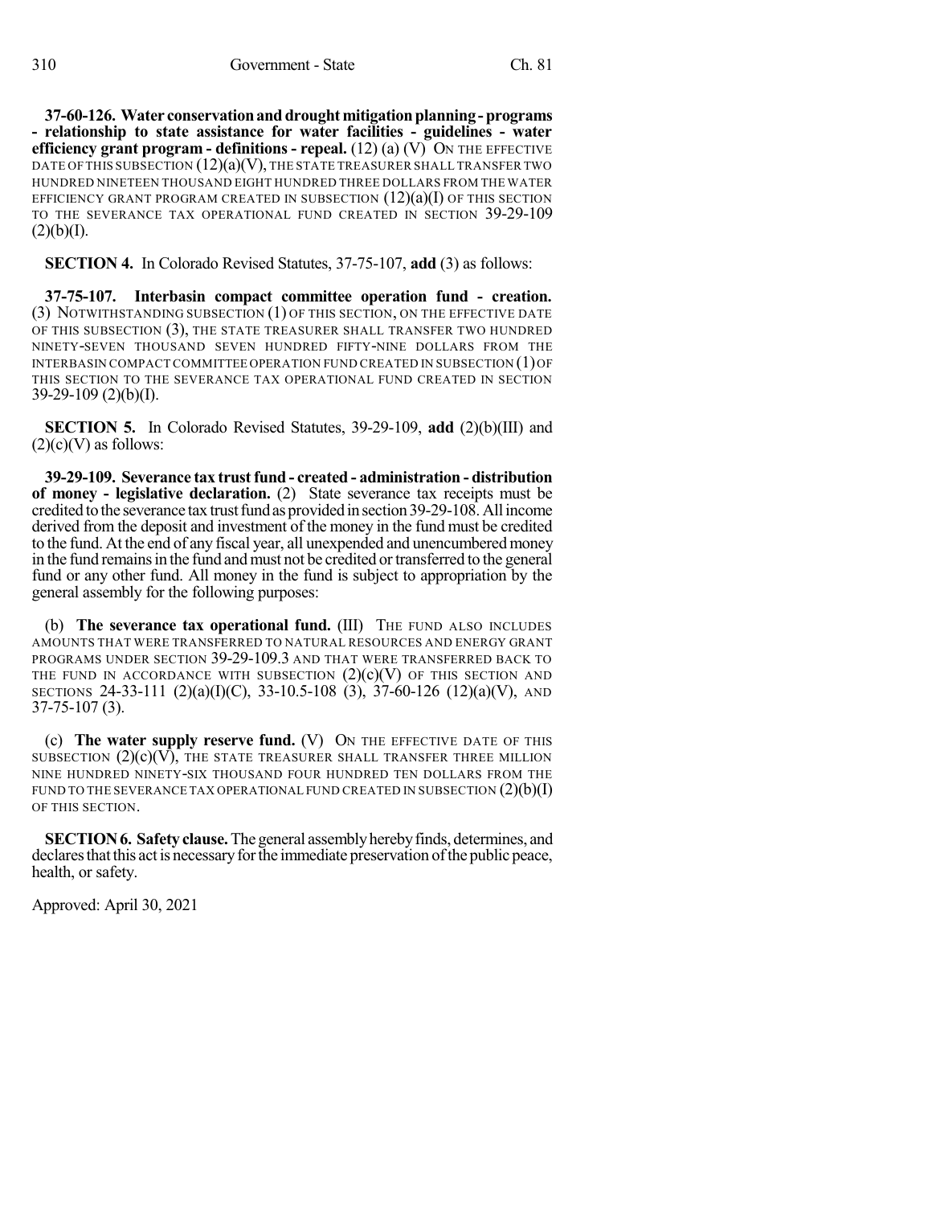**37-60-126. Water conservation and drought mitigation planning - programs - relationship to state assistance for water facilities - guidelines - water efficiency grant program - definitions - repeal.** (12) (a) (V) ON THE EFFECTIVE DATE OF THIS SUBSECTION (12)(a)(V), THE STATE TREASURER SHALL TRANSFER TWO HUNDRED NINETEEN THOUSAND EIGHT HUNDRED THREE DOLLARS FROM THE WATER EFFICIENCY GRANT PROGRAM CREATED IN SUBSECTION (12)(a)(I) OF THIS SECTION TO THE SEVERANCE TAX OPERATIONAL FUND CREATED IN SECTION 39-29-109 (2)(b)(I).

**SECTION 4.** In Colorado Revised Statutes, 37-75-107, **add** (3) as follows:

**37-75-107. Interbasin compact committee operation fund - creation.** (3) NOTWITHSTANDING SUBSECTION (1) OF THIS SECTION, ON THE EFFECTIVE DATE OF THIS SUBSECTION (3), THE STATE TREASURER SHALL TRANSFER TWO HUNDRED NINETY-SEVEN THOUSAND SEVEN HUNDRED FIFTY-NINE DOLLARS FROM THE INTERBASIN COMPACT COMMITTEE OPERATION FUND CREATED IN SUBSECTION (1) OF THIS SECTION TO THE SEVERANCE TAX OPERATIONAL FUND CREATED IN SECTION 39-29-109 (2)(b)(I).

**SECTION 5.** In Colorado Revised Statutes, 39-29-109, **add** (2)(b)(III) and (2)(c)(V) as follows:

**39-29-109. Severance tax trust fund - created - administration - distribution of money - legislative declaration.** (2) State severance tax receipts must be credited to the severance tax trust fund as provided in section 39-29-108. All income derived from the deposit and investment of the money in the fund must be credited to the fund. At the end of any fiscal year, all unexpended and unencumbered money in the fund remains in the fund and must not be credited or transferred to the general fund or any other fund. All money in the fund is subject to appropriation by the general assembly for the following purposes:

(b) **The severance tax operational fund.** (III) THE FUND ALSO INCLUDES AMOUNTS THAT WERE TRANSFERRED TO NATURAL RESOURCES AND ENERGY GRANT PROGRAMS UNDER SECTION 39-29-109.3 AND THAT WERE TRANSFERRED BACK TO THE FUND IN ACCORDANCE WITH SUBSECTION (2)(c)(V) OF THIS SECTION AND SECTIONS 24-33-111 (2)(a)(I)(C), 33-10.5-108 (3), 37-60-126 (12)(a)(V), AND 37-75-107 (3).

(c) **The water supply reserve fund.** (V) ON THE EFFECTIVE DATE OF THIS SUBSECTION (2)(c)(V), THE STATE TREASURER SHALL TRANSFER THREE MILLION NINE HUNDRED NINETY-SIX THOUSAND FOUR HUNDRED TEN DOLLARS FROM THE FUND TO THE SEVERANCE TAX OPERATIONAL FUND CREATED IN SUBSECTION (2)(b)(I) OF THIS SECTION.

**SECTION 6. Safety clause.** The general assembly hereby finds, determines, and declares that this act is necessary for the immediate preservation of the public peace, health, or safety.

Approved: April 30, 2021